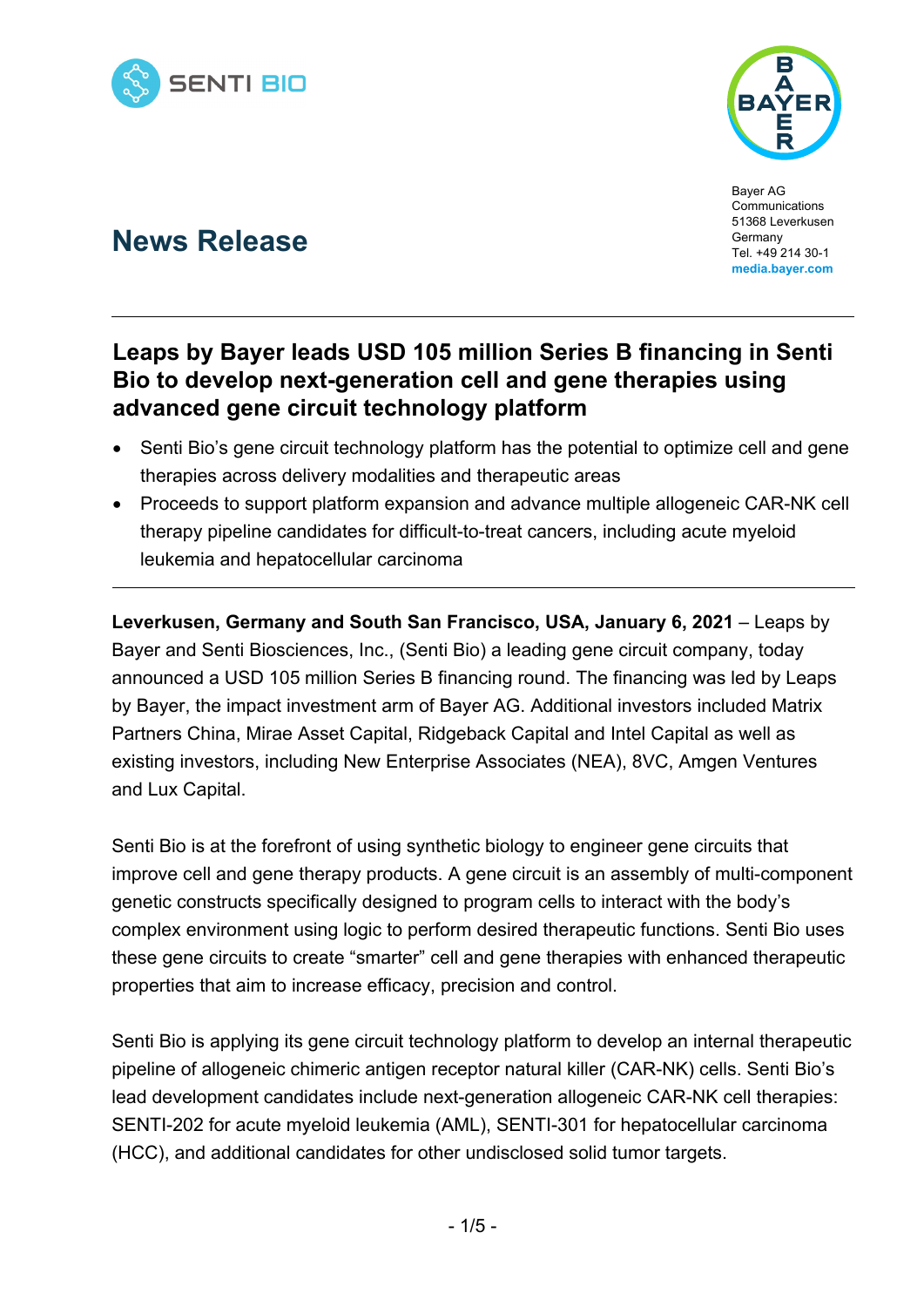Bayer AG
Communications
51368 Leverkusen
Germany
Tel. +49 214 30-1
media.bayer.com

# News Release

## Leaps by Bayer leads USD 105 million Series B financing in Senti Bio to develop next-generation cell and gene therapies using advanced gene circuit technology platform

- Senti Bio's gene circuit technology platform has the potential to optimize cell and gene therapies across delivery modalities and therapeutic areas
- Proceeds to support platform expansion and advance multiple allogeneic CAR-NK cell therapy pipeline candidates for difficult-to-treat cancers, including acute myeloid leukemia and hepatocellular carcinoma

**Leverkusen, Germany and South San Francisco, USA, January 6, 2021** – Leaps by Bayer and Senti Biosciences, Inc., (Senti Bio) a leading gene circuit company, today announced a USD 105 million Series B financing round. The financing was led by Leaps by Bayer, the impact investment arm of Bayer AG. Additional investors included Matrix Partners China, Mirae Asset Capital, Ridgeback Capital and Intel Capital as well as existing investors, including New Enterprise Associates (NEA), 8VC, Amgen Ventures and Lux Capital.

Senti Bio is at the forefront of using synthetic biology to engineer gene circuits that improve cell and gene therapy products. A gene circuit is an assembly of multi-component genetic constructs specifically designed to program cells to interact with the body's complex environment using logic to perform desired therapeutic functions. Senti Bio uses these gene circuits to create "smarter" cell and gene therapies with enhanced therapeutic properties that aim to increase efficacy, precision and control.

Senti Bio is applying its gene circuit technology platform to develop an internal therapeutic pipeline of allogeneic chimeric antigen receptor natural killer (CAR-NK) cells. Senti Bio's lead development candidates include next-generation allogeneic CAR-NK cell therapies: SENTI-202 for acute myeloid leukemia (AML), SENTI-301 for hepatocellular carcinoma (HCC), and additional candidates for other undisclosed solid tumor targets.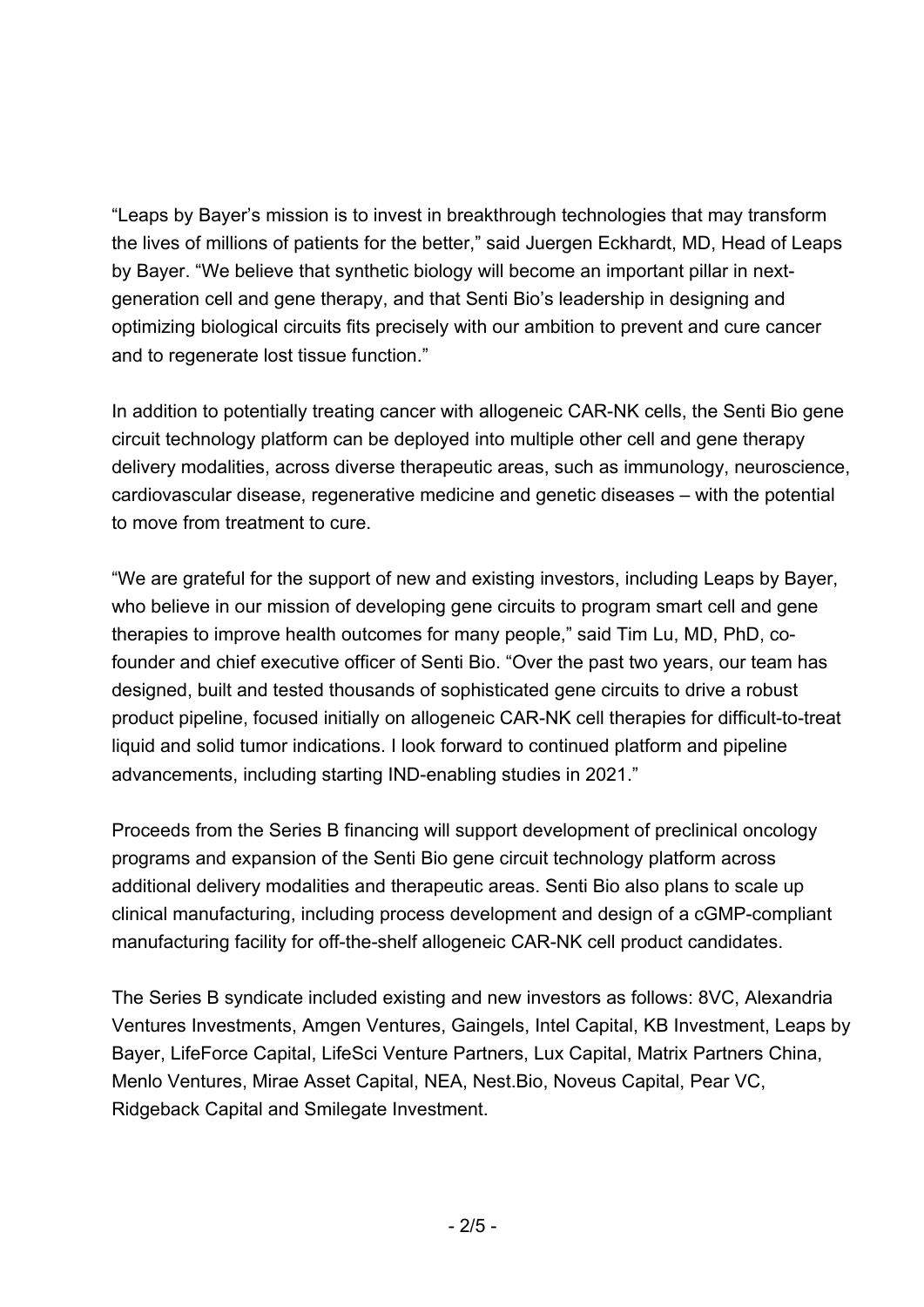"Leaps by Bayer's mission is to invest in breakthrough technologies that may transform the lives of millions of patients for the better," said Juergen Eckhardt, MD, Head of Leaps by Bayer. "We believe that synthetic biology will become an important pillar in next-generation cell and gene therapy, and that Senti Bio's leadership in designing and optimizing biological circuits fits precisely with our ambition to prevent and cure cancer and to regenerate lost tissue function."

In addition to potentially treating cancer with allogeneic CAR-NK cells, the Senti Bio gene circuit technology platform can be deployed into multiple other cell and gene therapy delivery modalities, across diverse therapeutic areas, such as immunology, neuroscience, cardiovascular disease, regenerative medicine and genetic diseases – with the potential to move from treatment to cure.

"We are grateful for the support of new and existing investors, including Leaps by Bayer, who believe in our mission of developing gene circuits to program smart cell and gene therapies to improve health outcomes for many people," said Tim Lu, MD, PhD, co-founder and chief executive officer of Senti Bio. "Over the past two years, our team has designed, built and tested thousands of sophisticated gene circuits to drive a robust product pipeline, focused initially on allogeneic CAR-NK cell therapies for difficult-to-treat liquid and solid tumor indications. I look forward to continued platform and pipeline advancements, including starting IND-enabling studies in 2021."

Proceeds from the Series B financing will support development of preclinical oncology programs and expansion of the Senti Bio gene circuit technology platform across additional delivery modalities and therapeutic areas. Senti Bio also plans to scale up clinical manufacturing, including process development and design of a cGMP-compliant manufacturing facility for off-the-shelf allogeneic CAR-NK cell product candidates.

The Series B syndicate included existing and new investors as follows: 8VC, Alexandria Ventures Investments, Amgen Ventures, Gaingels, Intel Capital, KB Investment, Leaps by Bayer, LifeForce Capital, LifeSci Venture Partners, Lux Capital, Matrix Partners China, Menlo Ventures, Mirae Asset Capital, NEA, Nest.Bio, Noveus Capital, Pear VC, Ridgeback Capital and Smilegate Investment.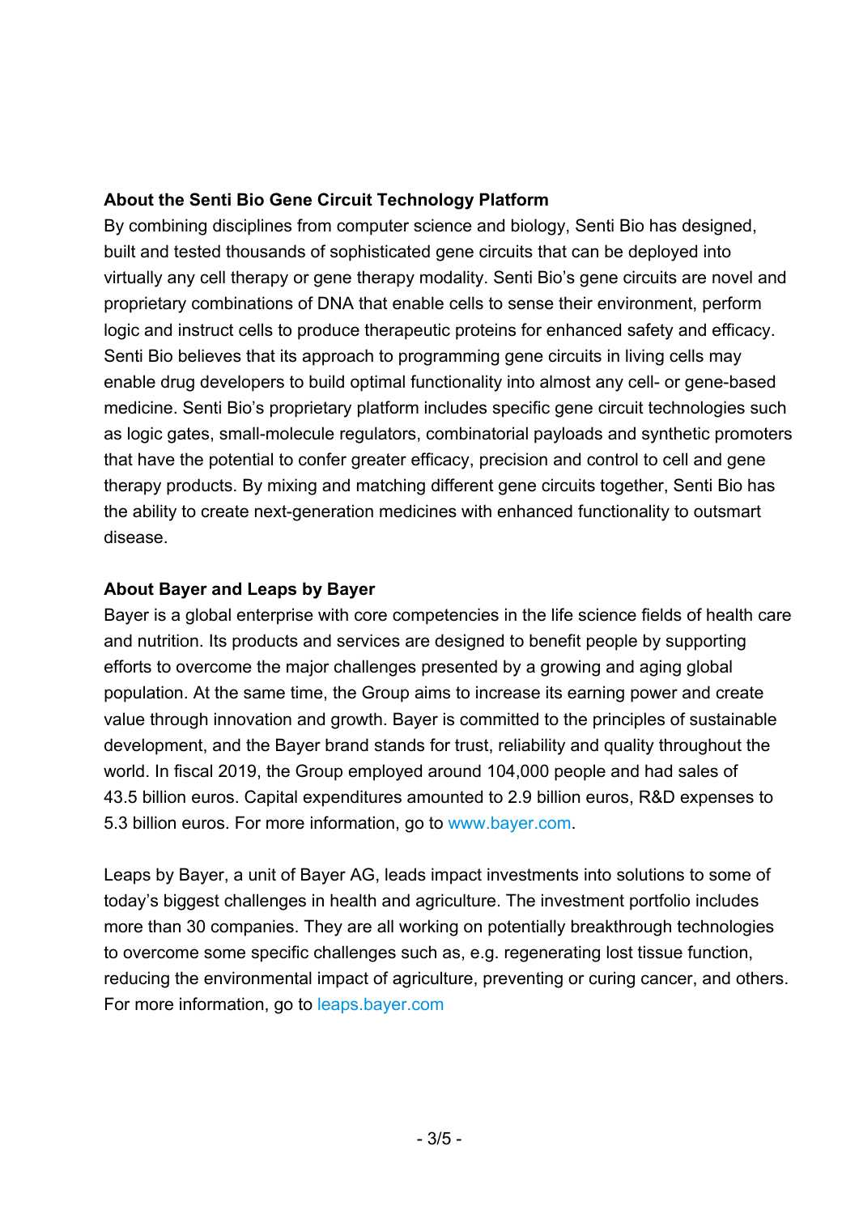**About the Senti Bio Gene Circuit Technology Platform**

By combining disciplines from computer science and biology, Senti Bio has designed, built and tested thousands of sophisticated gene circuits that can be deployed into virtually any cell therapy or gene therapy modality. Senti Bio's gene circuits are novel and proprietary combinations of DNA that enable cells to sense their environment, perform logic and instruct cells to produce therapeutic proteins for enhanced safety and efficacy. Senti Bio believes that its approach to programming gene circuits in living cells may enable drug developers to build optimal functionality into almost any cell- or gene-based medicine. Senti Bio's proprietary platform includes specific gene circuit technologies such as logic gates, small-molecule regulators, combinatorial payloads and synthetic promoters that have the potential to confer greater efficacy, precision and control to cell and gene therapy products. By mixing and matching different gene circuits together, Senti Bio has the ability to create next-generation medicines with enhanced functionality to outsmart disease.

**About Bayer and Leaps by Bayer**

Bayer is a global enterprise with core competencies in the life science fields of health care and nutrition. Its products and services are designed to benefit people by supporting efforts to overcome the major challenges presented by a growing and aging global population. At the same time, the Group aims to increase its earning power and create value through innovation and growth. Bayer is committed to the principles of sustainable development, and the Bayer brand stands for trust, reliability and quality throughout the world. In fiscal 2019, the Group employed around 104,000 people and had sales of 43.5 billion euros. Capital expenditures amounted to 2.9 billion euros, R&D expenses to 5.3 billion euros. For more information, go to www.bayer.com.

Leaps by Bayer, a unit of Bayer AG, leads impact investments into solutions to some of today's biggest challenges in health and agriculture. The investment portfolio includes more than 30 companies. They are all working on potentially breakthrough technologies to overcome some specific challenges such as, e.g. regenerating lost tissue function, reducing the environmental impact of agriculture, preventing or curing cancer, and others. For more information, go to leaps.bayer.com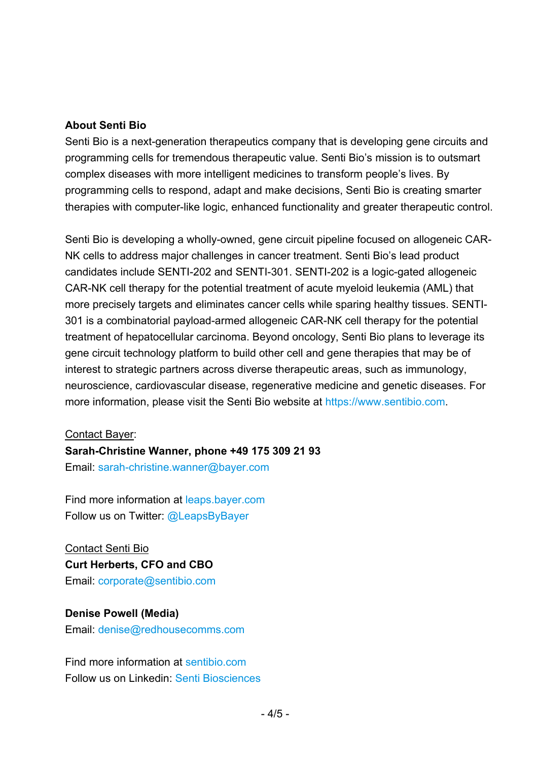**About Senti Bio**

Senti Bio is a next-generation therapeutics company that is developing gene circuits and programming cells for tremendous therapeutic value. Senti Bio's mission is to outsmart complex diseases with more intelligent medicines to transform people's lives. By programming cells to respond, adapt and make decisions, Senti Bio is creating smarter therapies with computer-like logic, enhanced functionality and greater therapeutic control.

Senti Bio is developing a wholly-owned, gene circuit pipeline focused on allogeneic CAR-NK cells to address major challenges in cancer treatment. Senti Bio's lead product candidates include SENTI-202 and SENTI-301. SENTI-202 is a logic-gated allogeneic CAR-NK cell therapy for the potential treatment of acute myeloid leukemia (AML) that more precisely targets and eliminates cancer cells while sparing healthy tissues. SENTI-301 is a combinatorial payload-armed allogeneic CAR-NK cell therapy for the potential treatment of hepatocellular carcinoma. Beyond oncology, Senti Bio plans to leverage its gene circuit technology platform to build other cell and gene therapies that may be of interest to strategic partners across diverse therapeutic areas, such as immunology, neuroscience, cardiovascular disease, regenerative medicine and genetic diseases. For more information, please visit the Senti Bio website at https://www.sentibio.com.

Contact Bayer:
**Sarah-Christine Wanner, phone +49 175 309 21 93**
Email: sarah-christine.wanner@bayer.com

Find more information at leaps.bayer.com
Follow us on Twitter: @LeapsByBayer

Contact Senti Bio
**Curt Herberts, CFO and CBO**
Email: corporate@sentibio.com

**Denise Powell (Media)**
Email: denise@redhousecomms.com

Find more information at sentibio.com
Follow us on Linkedin: Senti Biosciences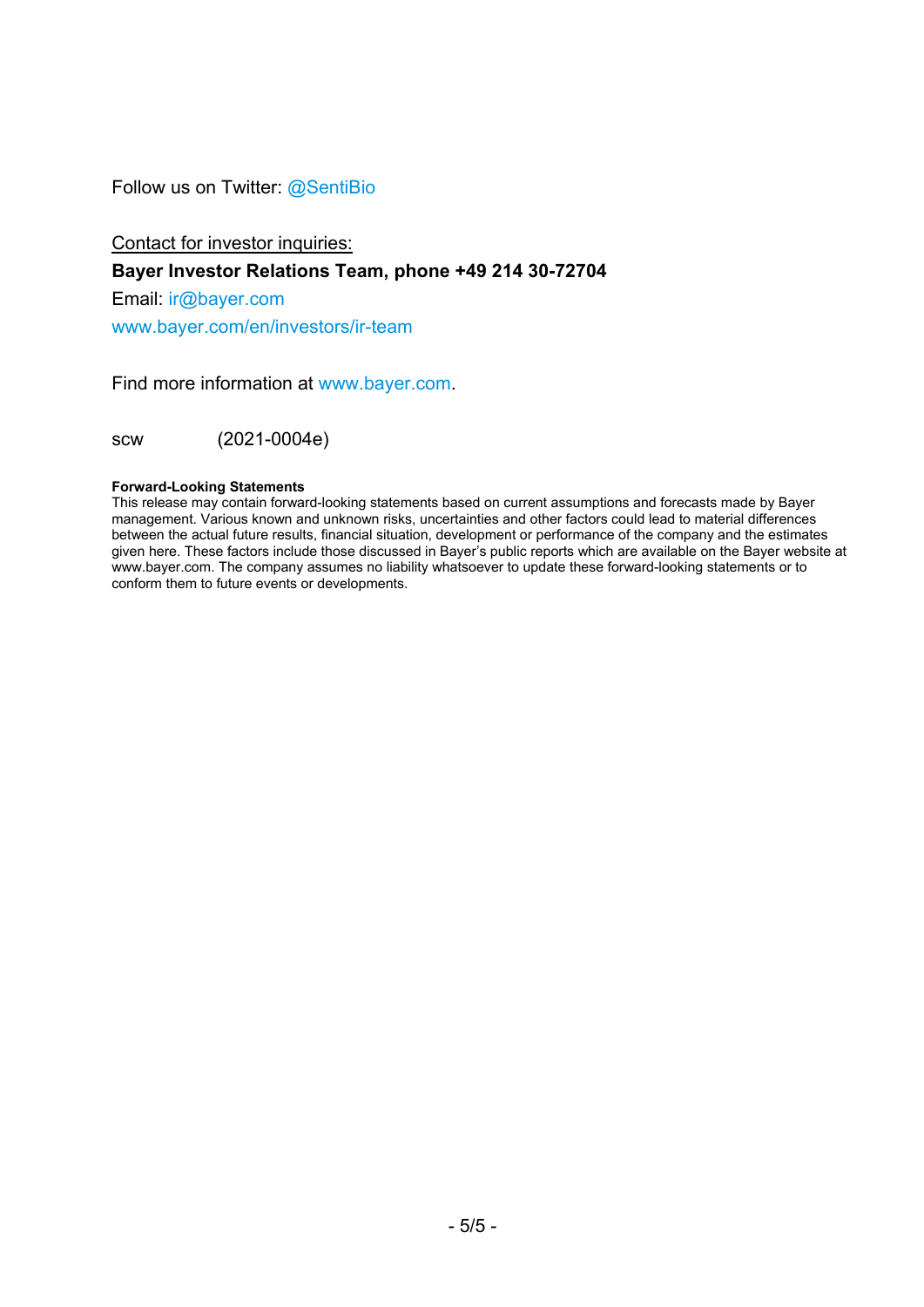Follow us on Twitter: @SentiBio

Contact for investor inquiries:

**Bayer Investor Relations Team, phone +49 214 30-72704**

Email: ir@bayer.com

www.bayer.com/en/investors/ir-team

Find more information at www.bayer.com.

scw (2021-0004e)

**Forward-Looking Statements**

This release may contain forward-looking statements based on current assumptions and forecasts made by Bayer management. Various known and unknown risks, uncertainties and other factors could lead to material differences between the actual future results, financial situation, development or performance of the company and the estimates given here. These factors include those discussed in Bayer's public reports which are available on the Bayer website at www.bayer.com. The company assumes no liability whatsoever to update these forward-looking statements or to conform them to future events or developments.